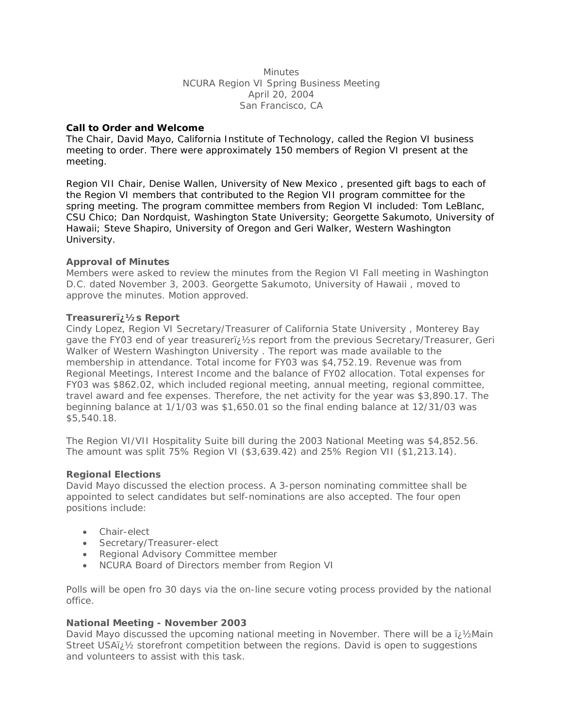Minutes
NCURA Region VI Spring Business Meeting
April 20, 2004
San Francisco, CA

### Call to Order and Welcome

The Chair, David Mayo, California Institute of Technology, called the Region VI business meeting to order. There were approximately 150 members of Region VI present at the meeting.

Region VII Chair, Denise Wallen, University of New Mexico , presented gift bags to each of the Region VI members that contributed to the Region VII program committee for the spring meeting. The program committee members from Region VI included: Tom LeBlanc, CSU Chico; Dan Nordquist, Washington State University; Georgette Sakumoto, University of Hawaii; Steve Shapiro, University of Oregon and Geri Walker, Western Washington University.

### Approval of Minutes

Members were asked to review the minutes from the Region VI Fall meeting in Washington D.C. dated November 3, 2003. Georgette Sakumoto, University of Hawaii , moved to approve the minutes. Motion approved.

### Treasurerï¿½s Report

Cindy Lopez, Region VI Secretary/Treasurer of California State University , Monterey Bay gave the FY03 end of year treasurerï¿½s report from the previous Secretary/Treasurer, Geri Walker of Western Washington University . The report was made available to the membership in attendance. Total income for FY03 was $4,752.19. Revenue was from Regional Meetings, Interest Income and the balance of FY02 allocation. Total expenses for FY03 was $862.02, which included regional meeting, annual meeting, regional committee, travel award and fee expenses. Therefore, the net activity for the year was $3,890.17. The beginning balance at 1/1/03 was $1,650.01 so the final ending balance at 12/31/03 was $5,540.18.

The Region VI/VII Hospitality Suite bill during the 2003 National Meeting was $4,852.56. The amount was split 75% Region VI ($3,639.42) and 25% Region VII ($1,213.14).

### Regional Elections

David Mayo discussed the election process. A 3-person nominating committee shall be appointed to select candidates but self-nominations are also accepted. The four open positions include:

- Chair-elect
- Secretary/Treasurer-elect
- Regional Advisory Committee member
- NCURA Board of Directors member from Region VI

Polls will be open fro 30 days via the on-line secure voting process provided by the national office.

### National Meeting - November 2003

David Mayo discussed the upcoming national meeting in November. There will be a ï¿½Main Street USAï¿½ storefront competition between the regions. David is open to suggestions and volunteers to assist with this task.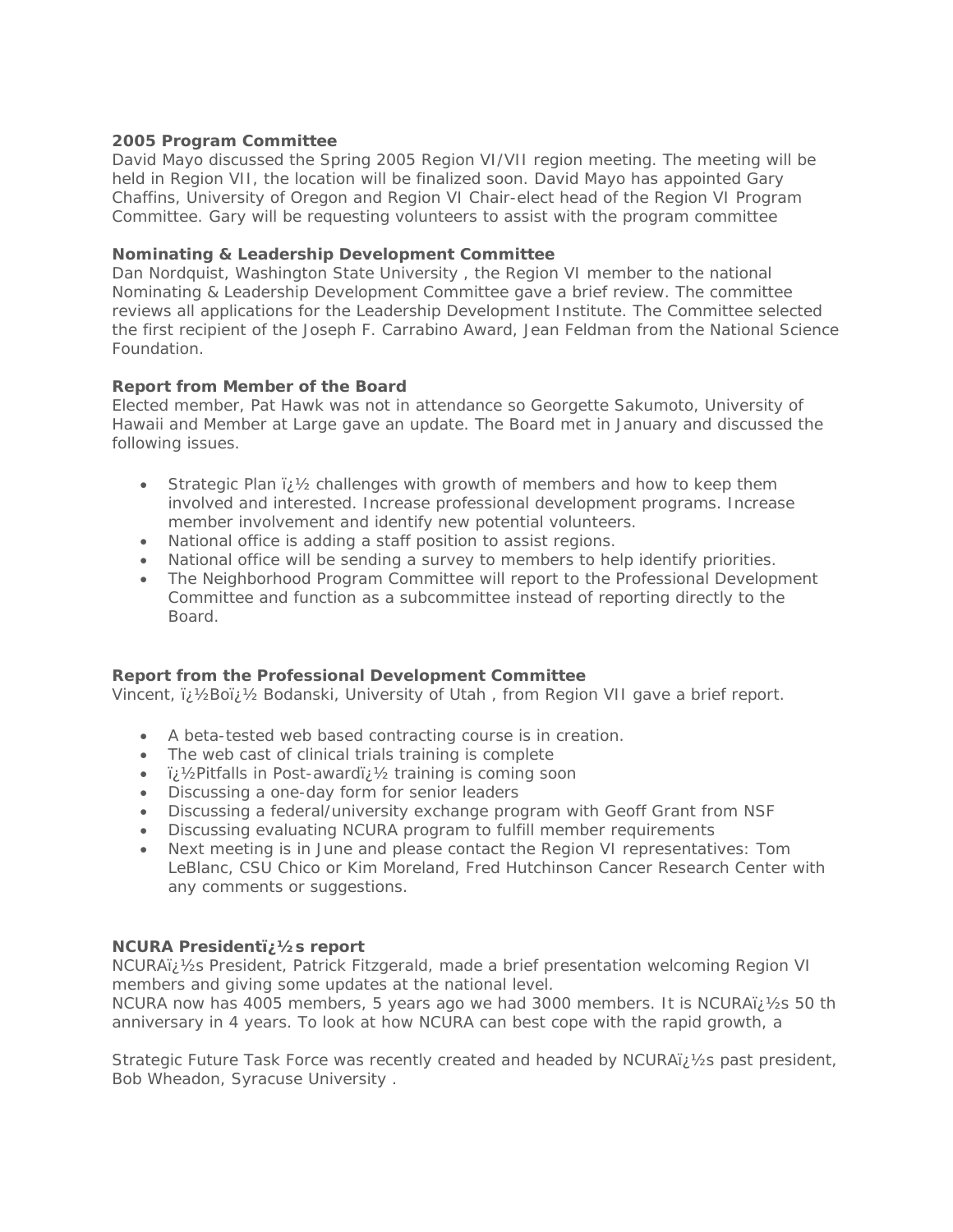**2005 Program Committee**
David Mayo discussed the Spring 2005 Region VI/VII region meeting. The meeting will be held in Region VII, the location will be finalized soon. David Mayo has appointed Gary Chaffins, University of Oregon and Region VI Chair-elect head of the Region VI Program Committee. Gary will be requesting volunteers to assist with the program committee

**Nominating & Leadership Development Committee**
Dan Nordquist, Washington State University , the Region VI member to the national Nominating & Leadership Development Committee gave a brief review. The committee reviews all applications for the Leadership Development Institute. The Committee selected the first recipient of the Joseph F. Carrabino Award, Jean Feldman from the National Science Foundation.

**Report from Member of the Board**
Elected member, Pat Hawk was not in attendance so Georgette Sakumoto, University of Hawaii and Member at Large gave an update. The Board met in January and discussed the following issues.

- Strategic Plan ï¿½ challenges with growth of members and how to keep them involved and interested. Increase professional development programs. Increase member involvement and identify new potential volunteers.
- National office is adding a staff position to assist regions.
- National office will be sending a survey to members to help identify priorities.
- The Neighborhood Program Committee will report to the Professional Development Committee and function as a subcommittee instead of reporting directly to the Board.

**Report from the Professional Development Committee**
Vincent, ï¿½Boï¿½ Bodanski, University of Utah , from Region VII gave a brief report.

- A beta-tested web based contracting course is in creation.
- The web cast of clinical trials training is complete
- ï¿½Pitfalls in Post-awardï¿½ training is coming soon
- Discussing a one-day form for senior leaders
- Discussing a federal/university exchange program with Geoff Grant from NSF
- Discussing evaluating NCURA program to fulfill member requirements
- Next meeting is in June and please contact the Region VI representatives: Tom LeBlanc, CSU Chico or Kim Moreland, Fred Hutchinson Cancer Research Center with any comments or suggestions.

**NCURA Presidentï¿½s report**
NCURAï¿½s President, Patrick Fitzgerald, made a brief presentation welcoming Region VI members and giving some updates at the national level.
NCURA now has 4005 members, 5 years ago we had 3000 members. It is NCURAï¿½s 50 th anniversary in 4 years. To look at how NCURA can best cope with the rapid growth, a

Strategic Future Task Force was recently created and headed by NCURAï¿½s past president, Bob Wheadon, Syracuse University .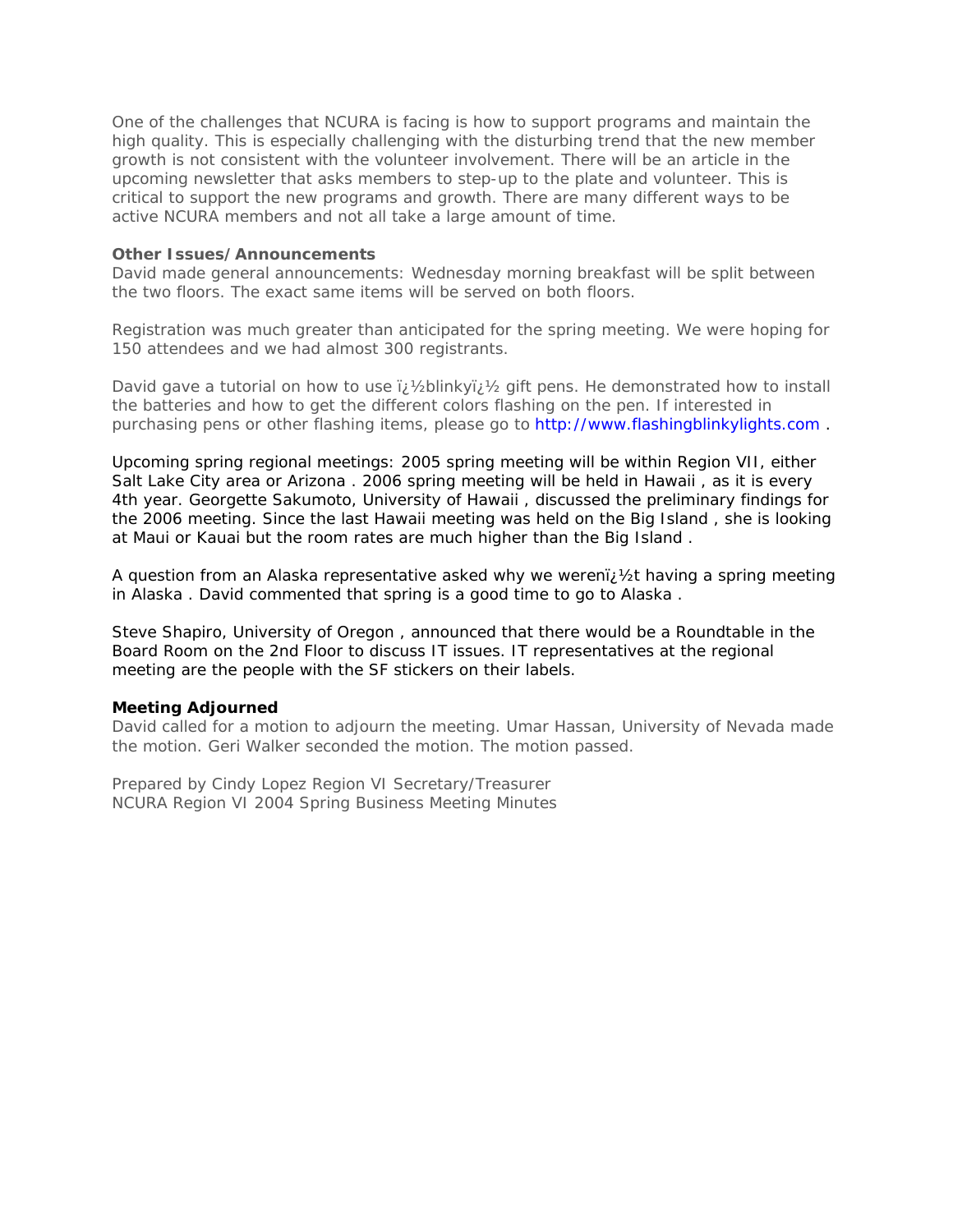One of the challenges that NCURA is facing is how to support programs and maintain the high quality. This is especially challenging with the disturbing trend that the new member growth is not consistent with the volunteer involvement. There will be an article in the upcoming newsletter that asks members to step-up to the plate and volunteer. This is critical to support the new programs and growth. There are many different ways to be active NCURA members and not all take a large amount of time.

**Other Issues/Announcements**

David made general announcements: Wednesday morning breakfast will be split between the two floors. The exact same items will be served on both floors.

Registration was much greater than anticipated for the spring meeting. We were hoping for 150 attendees and we had almost 300 registrants.

David gave a tutorial on how to use ï¿½blinkyï¿½ gift pens. He demonstrated how to install the batteries and how to get the different colors flashing on the pen. If interested in purchasing pens or other flashing items, please go to http://www.flashingblinkylights.com .

Upcoming spring regional meetings: 2005 spring meeting will be within Region VII, either Salt Lake City area or Arizona . 2006 spring meeting will be held in Hawaii , as it is every 4th year. Georgette Sakumoto, University of Hawaii , discussed the preliminary findings for the 2006 meeting. Since the last Hawaii meeting was held on the Big Island , she is looking at Maui or Kauai but the room rates are much higher than the Big Island .

A question from an Alaska representative asked why we werenï¿½t having a spring meeting in Alaska . David commented that spring is a good time to go to Alaska .

Steve Shapiro, University of Oregon , announced that there would be a Roundtable in the Board Room on the 2nd Floor to discuss IT issues. IT representatives at the regional meeting are the people with the SF stickers on their labels.

**Meeting Adjourned**

David called for a motion to adjourn the meeting. Umar Hassan, University of Nevada made the motion. Geri Walker seconded the motion. The motion passed.

Prepared by Cindy Lopez Region VI Secretary/Treasurer
NCURA Region VI 2004 Spring Business Meeting Minutes